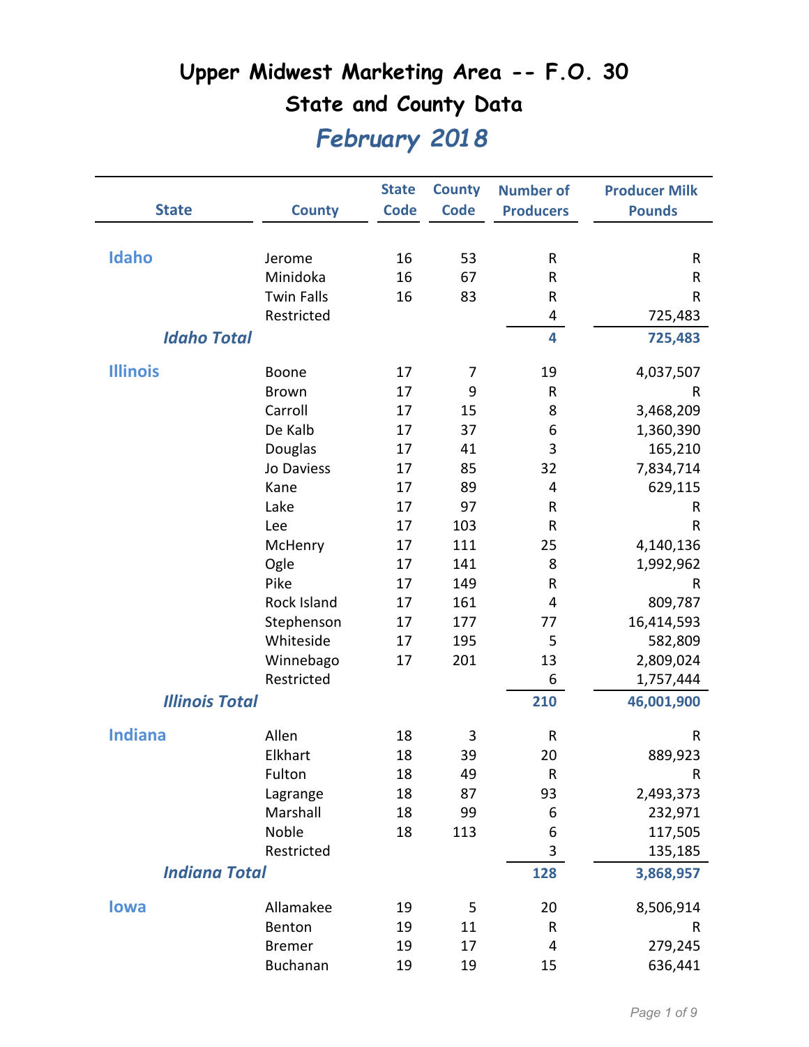# Upper Midwest Marketing Area -- F.O. 30

## State and County Data

## *February 2018*

| State | County | State Code | County Code | Number of Producers | Producer Milk Pounds |
|---|---|---|---|---|---|
| **Idaho** | Jerome | 16 | 53 | R | R |
| | Minidoka | 16 | 67 | R | R |
| | Twin Falls | 16 | 83 | R | R |
| | Restricted | | | 4 | 725,483 |
| ***Idaho Total*** | | | | **4** | **725,483** |
| **Illinois** | Boone | 17 | 7 | 19 | 4,037,507 |
| | Brown | 17 | 9 | R | R |
| | Carroll | 17 | 15 | 8 | 3,468,209 |
| | De Kalb | 17 | 37 | 6 | 1,360,390 |
| | Douglas | 17 | 41 | 3 | 165,210 |
| | Jo Daviess | 17 | 85 | 32 | 7,834,714 |
| | Kane | 17 | 89 | 4 | 629,115 |
| | Lake | 17 | 97 | R | R |
| | Lee | 17 | 103 | R | R |
| | McHenry | 17 | 111 | 25 | 4,140,136 |
| | Ogle | 17 | 141 | 8 | 1,992,962 |
| | Pike | 17 | 149 | R | R |
| | Rock Island | 17 | 161 | 4 | 809,787 |
| | Stephenson | 17 | 177 | 77 | 16,414,593 |
| | Whiteside | 17 | 195 | 5 | 582,809 |
| | Winnebago | 17 | 201 | 13 | 2,809,024 |
| | Restricted | | | 6 | 1,757,444 |
| ***Illinois Total*** | | | | **210** | **46,001,900** |
| **Indiana** | Allen | 18 | 3 | R | R |
| | Elkhart | 18 | 39 | 20 | 889,923 |
| | Fulton | 18 | 49 | R | R |
| | Lagrange | 18 | 87 | 93 | 2,493,373 |
| | Marshall | 18 | 99 | 6 | 232,971 |
| | Noble | 18 | 113 | 6 | 117,505 |
| | Restricted | | | 3 | 135,185 |
| ***Indiana Total*** | | | | **128** | **3,868,957** |
| **Iowa** | Allamakee | 19 | 5 | 20 | 8,506,914 |
| | Benton | 19 | 11 | R | R |
| | Bremer | 19 | 17 | 4 | 279,245 |
| | Buchanan | 19 | 19 | 15 | 636,441 |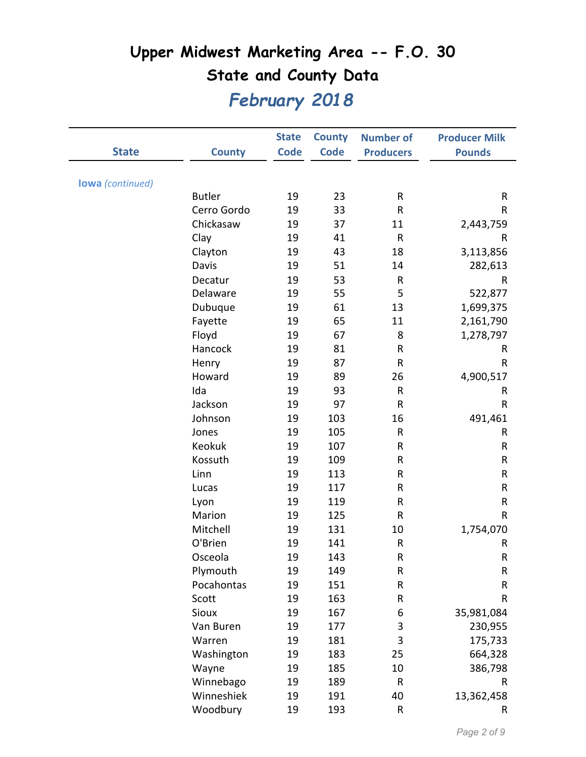# Upper Midwest Marketing Area -- F.O. 30

## State and County Data

## *February 2018*

| State | County | State Code | County Code | Number of Producers | Producer Milk Pounds |
|---|---|---|---|---|---|
| **Iowa** *(continued)* | | | | | |
| | Butler | 19 | 23 | R | R |
| | Cerro Gordo | 19 | 33 | R | R |
| | Chickasaw | 19 | 37 | 11 | 2,443,759 |
| | Clay | 19 | 41 | R | R |
| | Clayton | 19 | 43 | 18 | 3,113,856 |
| | Davis | 19 | 51 | 14 | 282,613 |
| | Decatur | 19 | 53 | R | R |
| | Delaware | 19 | 55 | 5 | 522,877 |
| | Dubuque | 19 | 61 | 13 | 1,699,375 |
| | Fayette | 19 | 65 | 11 | 2,161,790 |
| | Floyd | 19 | 67 | 8 | 1,278,797 |
| | Hancock | 19 | 81 | R | R |
| | Henry | 19 | 87 | R | R |
| | Howard | 19 | 89 | 26 | 4,900,517 |
| | Ida | 19 | 93 | R | R |
| | Jackson | 19 | 97 | R | R |
| | Johnson | 19 | 103 | 16 | 491,461 |
| | Jones | 19 | 105 | R | R |
| | Keokuk | 19 | 107 | R | R |
| | Kossuth | 19 | 109 | R | R |
| | Linn | 19 | 113 | R | R |
| | Lucas | 19 | 117 | R | R |
| | Lyon | 19 | 119 | R | R |
| | Marion | 19 | 125 | R | R |
| | Mitchell | 19 | 131 | 10 | 1,754,070 |
| | O'Brien | 19 | 141 | R | R |
| | Osceola | 19 | 143 | R | R |
| | Plymouth | 19 | 149 | R | R |
| | Pocahontas | 19 | 151 | R | R |
| | Scott | 19 | 163 | R | R |
| | Sioux | 19 | 167 | 6 | 35,981,084 |
| | Van Buren | 19 | 177 | 3 | 230,955 |
| | Warren | 19 | 181 | 3 | 175,733 |
| | Washington | 19 | 183 | 25 | 664,328 |
| | Wayne | 19 | 185 | 10 | 386,798 |
| | Winnebago | 19 | 189 | R | R |
| | Winneshiek | 19 | 191 | 40 | 13,362,458 |
| | Woodbury | 19 | 193 | R | R |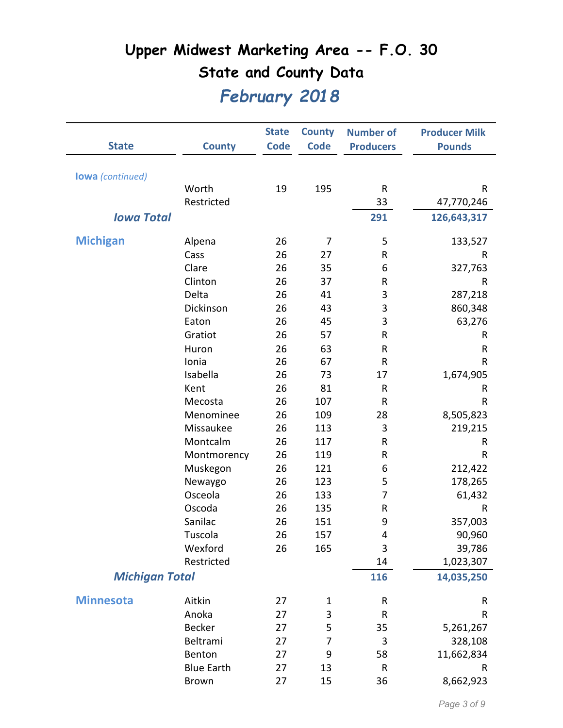# Upper Midwest Marketing Area -- F.O. 30

## State and County Data

## *February 2018*

| State | County | State Code | County Code | Number of Producers | Producer Milk Pounds |
|---|---|---|---|---|---|
| **Iowa** *(continued)* | | | | | |
| | Worth | 19 | 195 | R | R |
| | Restricted | | | 33 | 47,770,246 |
| ***Iowa Total*** | | | | **291** | **126,643,317** |
| **Michigan** | Alpena | 26 | 7 | 5 | 133,527 |
| | Cass | 26 | 27 | R | R |
| | Clare | 26 | 35 | 6 | 327,763 |
| | Clinton | 26 | 37 | R | R |
| | Delta | 26 | 41 | 3 | 287,218 |
| | Dickinson | 26 | 43 | 3 | 860,348 |
| | Eaton | 26 | 45 | 3 | 63,276 |
| | Gratiot | 26 | 57 | R | R |
| | Huron | 26 | 63 | R | R |
| | Ionia | 26 | 67 | R | R |
| | Isabella | 26 | 73 | 17 | 1,674,905 |
| | Kent | 26 | 81 | R | R |
| | Mecosta | 26 | 107 | R | R |
| | Menominee | 26 | 109 | 28 | 8,505,823 |
| | Missaukee | 26 | 113 | 3 | 219,215 |
| | Montcalm | 26 | 117 | R | R |
| | Montmorency | 26 | 119 | R | R |
| | Muskegon | 26 | 121 | 6 | 212,422 |
| | Newaygo | 26 | 123 | 5 | 178,265 |
| | Osceola | 26 | 133 | 7 | 61,432 |
| | Oscoda | 26 | 135 | R | R |
| | Sanilac | 26 | 151 | 9 | 357,003 |
| | Tuscola | 26 | 157 | 4 | 90,960 |
| | Wexford | 26 | 165 | 3 | 39,786 |
| | Restricted | | | 14 | 1,023,307 |
| ***Michigan Total*** | | | | **116** | **14,035,250** |
| **Minnesota** | Aitkin | 27 | 1 | R | R |
| | Anoka | 27 | 3 | R | R |
| | Becker | 27 | 5 | 35 | 5,261,267 |
| | Beltrami | 27 | 7 | 3 | 328,108 |
| | Benton | 27 | 9 | 58 | 11,662,834 |
| | Blue Earth | 27 | 13 | R | R |
| | Brown | 27 | 15 | 36 | 8,662,923 |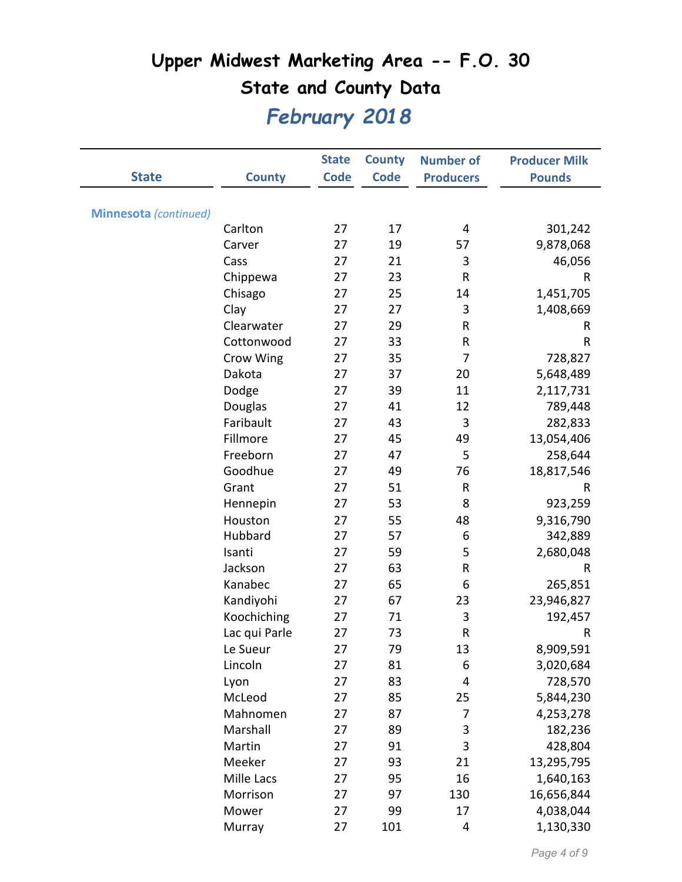# Upper Midwest Marketing Area -- F.O. 30

## State and County Data

## *February 2018*

| State | County | State Code | County Code | Number of Producers | Producer Milk Pounds |
|---|---|---|---|---|---|
| **Minnesota** *(continued)* | | | | | |
| | Carlton | 27 | 17 | 4 | 301,242 |
| | Carver | 27 | 19 | 57 | 9,878,068 |
| | Cass | 27 | 21 | 3 | 46,056 |
| | Chippewa | 27 | 23 | R | R |
| | Chisago | 27 | 25 | 14 | 1,451,705 |
| | Clay | 27 | 27 | 3 | 1,408,669 |
| | Clearwater | 27 | 29 | R | R |
| | Cottonwood | 27 | 33 | R | R |
| | Crow Wing | 27 | 35 | 7 | 728,827 |
| | Dakota | 27 | 37 | 20 | 5,648,489 |
| | Dodge | 27 | 39 | 11 | 2,117,731 |
| | Douglas | 27 | 41 | 12 | 789,448 |
| | Faribault | 27 | 43 | 3 | 282,833 |
| | Fillmore | 27 | 45 | 49 | 13,054,406 |
| | Freeborn | 27 | 47 | 5 | 258,644 |
| | Goodhue | 27 | 49 | 76 | 18,817,546 |
| | Grant | 27 | 51 | R | R |
| | Hennepin | 27 | 53 | 8 | 923,259 |
| | Houston | 27 | 55 | 48 | 9,316,790 |
| | Hubbard | 27 | 57 | 6 | 342,889 |
| | Isanti | 27 | 59 | 5 | 2,680,048 |
| | Jackson | 27 | 63 | R | R |
| | Kanabec | 27 | 65 | 6 | 265,851 |
| | Kandiyohi | 27 | 67 | 23 | 23,946,827 |
| | Koochiching | 27 | 71 | 3 | 192,457 |
| | Lac qui Parle | 27 | 73 | R | R |
| | Le Sueur | 27 | 79 | 13 | 8,909,591 |
| | Lincoln | 27 | 81 | 6 | 3,020,684 |
| | Lyon | 27 | 83 | 4 | 728,570 |
| | McLeod | 27 | 85 | 25 | 5,844,230 |
| | Mahnomen | 27 | 87 | 7 | 4,253,278 |
| | Marshall | 27 | 89 | 3 | 182,236 |
| | Martin | 27 | 91 | 3 | 428,804 |
| | Meeker | 27 | 93 | 21 | 13,295,795 |
| | Mille Lacs | 27 | 95 | 16 | 1,640,163 |
| | Morrison | 27 | 97 | 130 | 16,656,844 |
| | Mower | 27 | 99 | 17 | 4,038,044 |
| | Murray | 27 | 101 | 4 | 1,130,330 |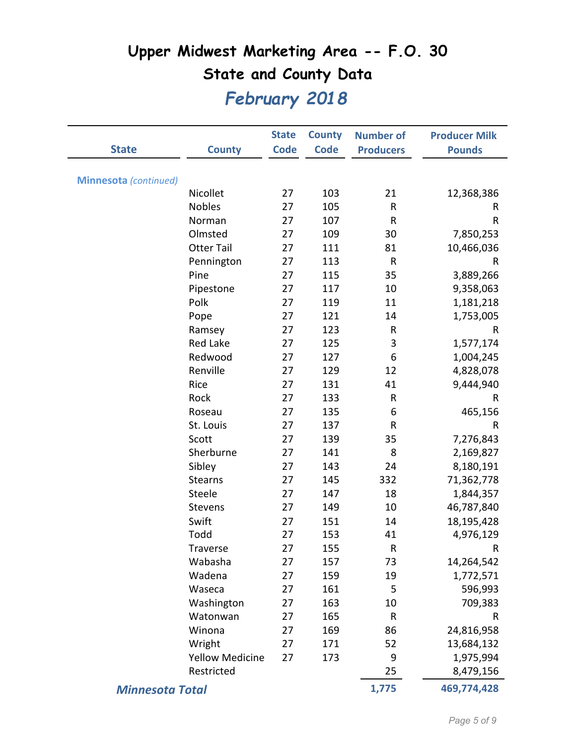# Upper Midwest Marketing Area -- F.O. 30

## State and County Data

## *February 2018*

| State | County | State Code | County Code | Number of Producers | Producer Milk Pounds |
|---|---|---|---|---|---|
| **Minnesota** *(continued)* | | | | | |
| | Nicollet | 27 | 103 | 21 | 12,368,386 |
| | Nobles | 27 | 105 | R | R |
| | Norman | 27 | 107 | R | R |
| | Olmsted | 27 | 109 | 30 | 7,850,253 |
| | Otter Tail | 27 | 111 | 81 | 10,466,036 |
| | Pennington | 27 | 113 | R | R |
| | Pine | 27 | 115 | 35 | 3,889,266 |
| | Pipestone | 27 | 117 | 10 | 9,358,063 |
| | Polk | 27 | 119 | 11 | 1,181,218 |
| | Pope | 27 | 121 | 14 | 1,753,005 |
| | Ramsey | 27 | 123 | R | R |
| | Red Lake | 27 | 125 | 3 | 1,577,174 |
| | Redwood | 27 | 127 | 6 | 1,004,245 |
| | Renville | 27 | 129 | 12 | 4,828,078 |
| | Rice | 27 | 131 | 41 | 9,444,940 |
| | Rock | 27 | 133 | R | R |
| | Roseau | 27 | 135 | 6 | 465,156 |
| | St. Louis | 27 | 137 | R | R |
| | Scott | 27 | 139 | 35 | 7,276,843 |
| | Sherburne | 27 | 141 | 8 | 2,169,827 |
| | Sibley | 27 | 143 | 24 | 8,180,191 |
| | Stearns | 27 | 145 | 332 | 71,362,778 |
| | Steele | 27 | 147 | 18 | 1,844,357 |
| | Stevens | 27 | 149 | 10 | 46,787,840 |
| | Swift | 27 | 151 | 14 | 18,195,428 |
| | Todd | 27 | 153 | 41 | 4,976,129 |
| | Traverse | 27 | 155 | R | R |
| | Wabasha | 27 | 157 | 73 | 14,264,542 |
| | Wadena | 27 | 159 | 19 | 1,772,571 |
| | Waseca | 27 | 161 | 5 | 596,993 |
| | Washington | 27 | 163 | 10 | 709,383 |
| | Watonwan | 27 | 165 | R | R |
| | Winona | 27 | 169 | 86 | 24,816,958 |
| | Wright | 27 | 171 | 52 | 13,684,132 |
| | Yellow Medicine | 27 | 173 | 9 | 1,975,994 |
| | Restricted | | | 25 | 8,479,156 |
| ***Minnesota Total*** | | | | **1,775** | **469,774,428** |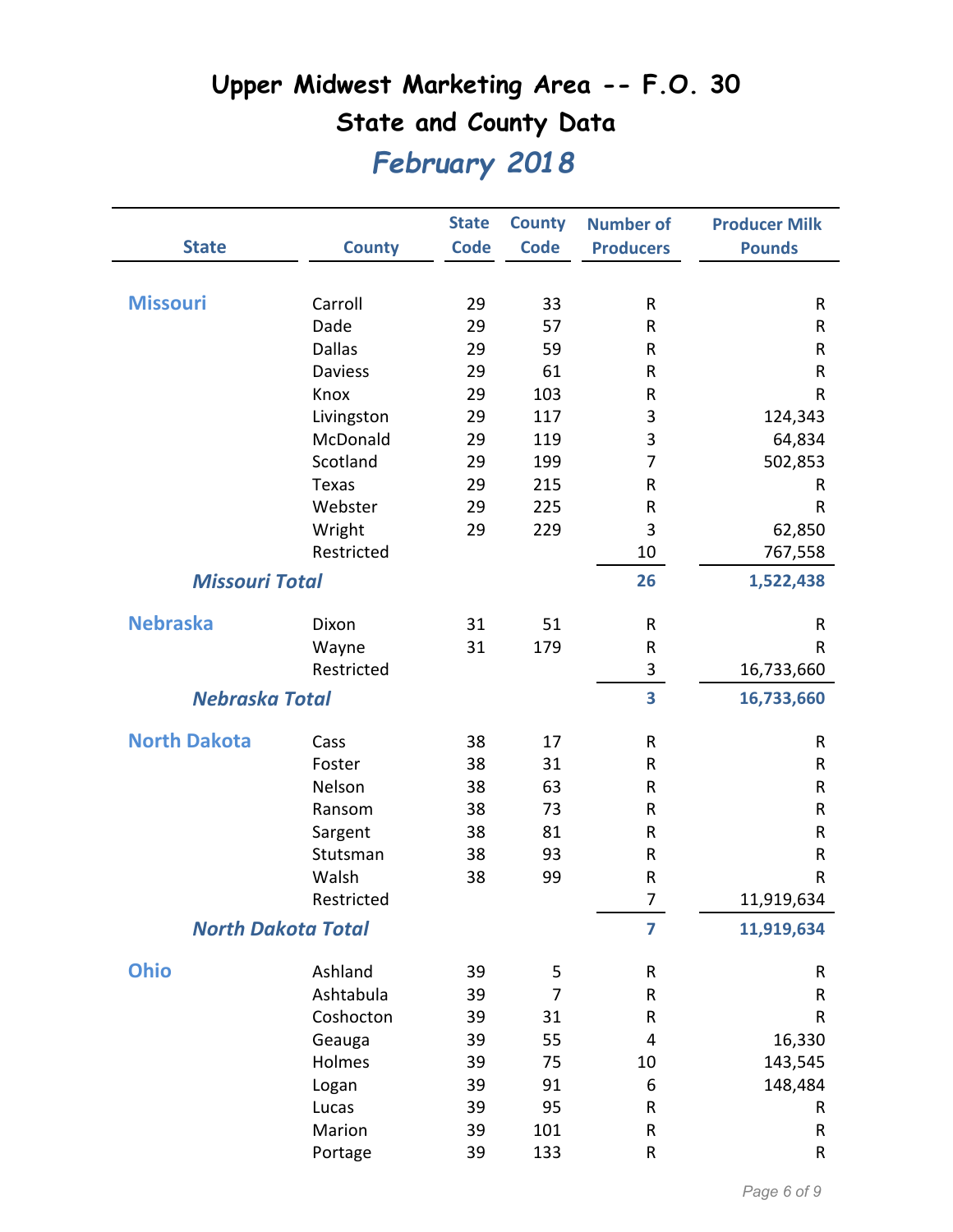# Upper Midwest Marketing Area -- F.O. 30

## State and County Data

## *February 2018*

| State | County | State Code | County Code | Number of Producers | Producer Milk Pounds |
|---|---|---|---|---|---|
| **Missouri** | Carroll | 29 | 33 | R | R |
| | Dade | 29 | 57 | R | R |
| | Dallas | 29 | 59 | R | R |
| | Daviess | 29 | 61 | R | R |
| | Knox | 29 | 103 | R | R |
| | Livingston | 29 | 117 | 3 | 124,343 |
| | McDonald | 29 | 119 | 3 | 64,834 |
| | Scotland | 29 | 199 | 7 | 502,853 |
| | Texas | 29 | 215 | R | R |
| | Webster | 29 | 225 | R | R |
| | Wright | 29 | 229 | 3 | 62,850 |
| | Restricted | | | 10 | 767,558 |
| ***Missouri Total*** | | | | **26** | **1,522,438** |
| **Nebraska** | Dixon | 31 | 51 | R | R |
| | Wayne | 31 | 179 | R | R |
| | Restricted | | | 3 | 16,733,660 |
| ***Nebraska Total*** | | | | **3** | **16,733,660** |
| **North Dakota** | Cass | 38 | 17 | R | R |
| | Foster | 38 | 31 | R | R |
| | Nelson | 38 | 63 | R | R |
| | Ransom | 38 | 73 | R | R |
| | Sargent | 38 | 81 | R | R |
| | Stutsman | 38 | 93 | R | R |
| | Walsh | 38 | 99 | R | R |
| | Restricted | | | 7 | 11,919,634 |
| ***North Dakota Total*** | | | | **7** | **11,919,634** |
| **Ohio** | Ashland | 39 | 5 | R | R |
| | Ashtabula | 39 | 7 | R | R |
| | Coshocton | 39 | 31 | R | R |
| | Geauga | 39 | 55 | 4 | 16,330 |
| | Holmes | 39 | 75 | 10 | 143,545 |
| | Logan | 39 | 91 | 6 | 148,484 |
| | Lucas | 39 | 95 | R | R |
| | Marion | 39 | 101 | R | R |
| | Portage | 39 | 133 | R | R |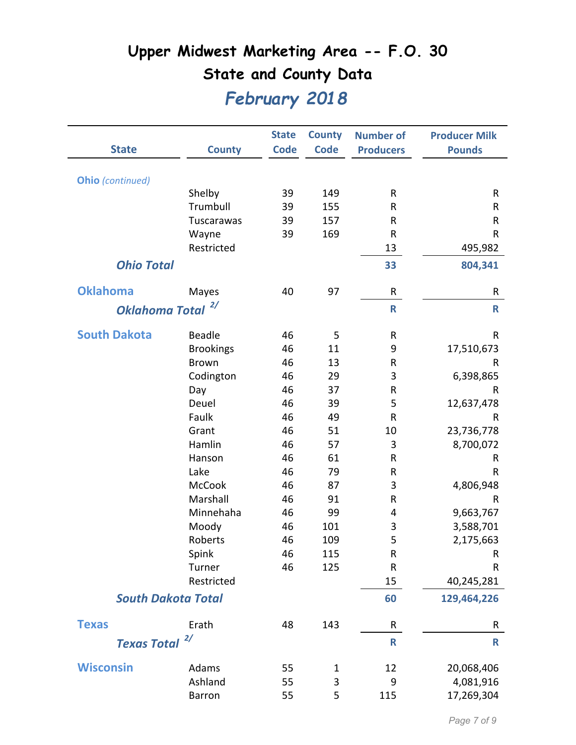# Upper Midwest Marketing Area -- F.O. 30

## State and County Data

## *February 2018*

| State | County | State Code | County Code | Number of Producers | Producer Milk Pounds |
|---|---|---|---|---|---|
| **Ohio** *(continued)* | | | | | |
| | Shelby | 39 | 149 | R | R |
| | Trumbull | 39 | 155 | R | R |
| | Tuscarawas | 39 | 157 | R | R |
| | Wayne | 39 | 169 | R | R |
| | Restricted | | | 13 | 495,982 |
| ***Ohio Total*** | | | | **33** | **804,341** |
| **Oklahoma** | Mayes | 40 | 97 | R | R |
| ***Oklahoma Total*** 2/ | | | | **R** | **R** |
| **South Dakota** | Beadle | 46 | 5 | R | R |
| | Brookings | 46 | 11 | 9 | 17,510,673 |
| | Brown | 46 | 13 | R | R |
| | Codington | 46 | 29 | 3 | 6,398,865 |
| | Day | 46 | 37 | R | R |
| | Deuel | 46 | 39 | 5 | 12,637,478 |
| | Faulk | 46 | 49 | R | R |
| | Grant | 46 | 51 | 10 | 23,736,778 |
| | Hamlin | 46 | 57 | 3 | 8,700,072 |
| | Hanson | 46 | 61 | R | R |
| | Lake | 46 | 79 | R | R |
| | McCook | 46 | 87 | 3 | 4,806,948 |
| | Marshall | 46 | 91 | R | R |
| | Minnehaha | 46 | 99 | 4 | 9,663,767 |
| | Moody | 46 | 101 | 3 | 3,588,701 |
| | Roberts | 46 | 109 | 5 | 2,175,663 |
| | Spink | 46 | 115 | R | R |
| | Turner | 46 | 125 | R | R |
| | Restricted | | | 15 | 40,245,281 |
| ***South Dakota Total*** | | | | **60** | **129,464,226** |
| **Texas** | Erath | 48 | 143 | R | R |
| ***Texas Total*** 2/ | | | | **R** | **R** |
| **Wisconsin** | Adams | 55 | 1 | 12 | 20,068,406 |
| | Ashland | 55 | 3 | 9 | 4,081,916 |
| | Barron | 55 | 5 | 115 | 17,269,304 |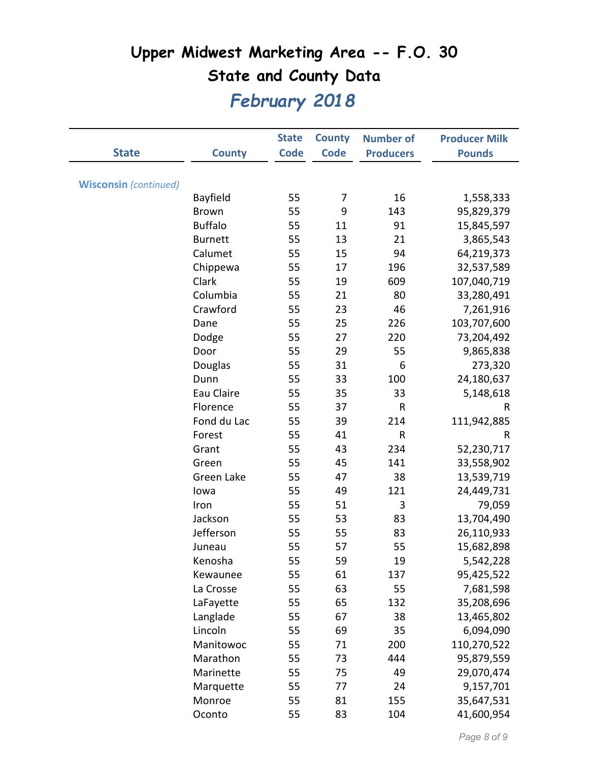# Upper Midwest Marketing Area -- F.O. 30

## State and County Data

### *February 2018*

| State | County | State Code | County Code | Number of Producers | Producer Milk Pounds |
|---|---|---|---|---|---|
| **Wisconsin** *(continued)* | | | | | |
| | Bayfield | 55 | 7 | 16 | 1,558,333 |
| | Brown | 55 | 9 | 143 | 95,829,379 |
| | Buffalo | 55 | 11 | 91 | 15,845,597 |
| | Burnett | 55 | 13 | 21 | 3,865,543 |
| | Calumet | 55 | 15 | 94 | 64,219,373 |
| | Chippewa | 55 | 17 | 196 | 32,537,589 |
| | Clark | 55 | 19 | 609 | 107,040,719 |
| | Columbia | 55 | 21 | 80 | 33,280,491 |
| | Crawford | 55 | 23 | 46 | 7,261,916 |
| | Dane | 55 | 25 | 226 | 103,707,600 |
| | Dodge | 55 | 27 | 220 | 73,204,492 |
| | Door | 55 | 29 | 55 | 9,865,838 |
| | Douglas | 55 | 31 | 6 | 273,320 |
| | Dunn | 55 | 33 | 100 | 24,180,637 |
| | Eau Claire | 55 | 35 | 33 | 5,148,618 |
| | Florence | 55 | 37 | R | R |
| | Fond du Lac | 55 | 39 | 214 | 111,942,885 |
| | Forest | 55 | 41 | R | R |
| | Grant | 55 | 43 | 234 | 52,230,717 |
| | Green | 55 | 45 | 141 | 33,558,902 |
| | Green Lake | 55 | 47 | 38 | 13,539,719 |
| | Iowa | 55 | 49 | 121 | 24,449,731 |
| | Iron | 55 | 51 | 3 | 79,059 |
| | Jackson | 55 | 53 | 83 | 13,704,490 |
| | Jefferson | 55 | 55 | 83 | 26,110,933 |
| | Juneau | 55 | 57 | 55 | 15,682,898 |
| | Kenosha | 55 | 59 | 19 | 5,542,228 |
| | Kewaunee | 55 | 61 | 137 | 95,425,522 |
| | La Crosse | 55 | 63 | 55 | 7,681,598 |
| | LaFayette | 55 | 65 | 132 | 35,208,696 |
| | Langlade | 55 | 67 | 38 | 13,465,802 |
| | Lincoln | 55 | 69 | 35 | 6,094,090 |
| | Manitowoc | 55 | 71 | 200 | 110,270,522 |
| | Marathon | 55 | 73 | 444 | 95,879,559 |
| | Marinette | 55 | 75 | 49 | 29,070,474 |
| | Marquette | 55 | 77 | 24 | 9,157,701 |
| | Monroe | 55 | 81 | 155 | 35,647,531 |
| | Oconto | 55 | 83 | 104 | 41,600,954 |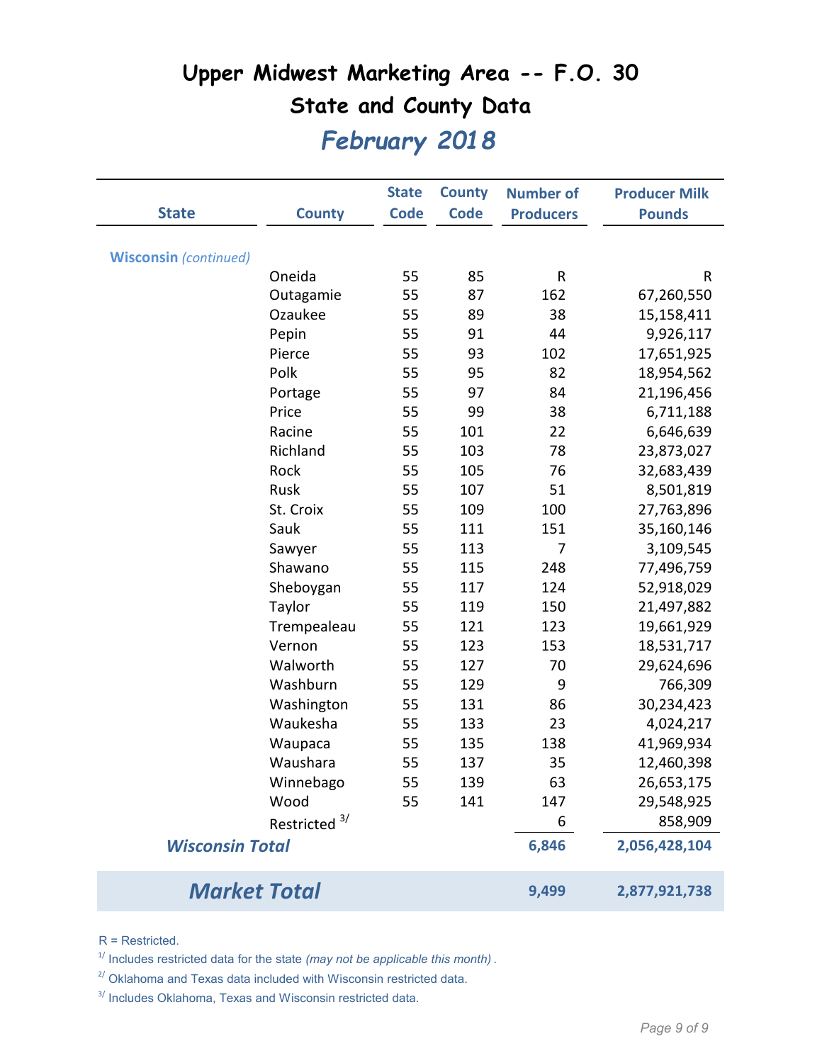# Upper Midwest Marketing Area -- F.O. 30

## State and County Data

## *February 2018*

| State | County | State Code | County Code | Number of Producers | Producer Milk Pounds |
|---|---|---|---|---|---|
| **Wisconsin** *(continued)* | | | | | |
| | Oneida | 55 | 85 | R | R |
| | Outagamie | 55 | 87 | 162 | 67,260,550 |
| | Ozaukee | 55 | 89 | 38 | 15,158,411 |
| | Pepin | 55 | 91 | 44 | 9,926,117 |
| | Pierce | 55 | 93 | 102 | 17,651,925 |
| | Polk | 55 | 95 | 82 | 18,954,562 |
| | Portage | 55 | 97 | 84 | 21,196,456 |
| | Price | 55 | 99 | 38 | 6,711,188 |
| | Racine | 55 | 101 | 22 | 6,646,639 |
| | Richland | 55 | 103 | 78 | 23,873,027 |
| | Rock | 55 | 105 | 76 | 32,683,439 |
| | Rusk | 55 | 107 | 51 | 8,501,819 |
| | St. Croix | 55 | 109 | 100 | 27,763,896 |
| | Sauk | 55 | 111 | 151 | 35,160,146 |
| | Sawyer | 55 | 113 | 7 | 3,109,545 |
| | Shawano | 55 | 115 | 248 | 77,496,759 |
| | Sheboygan | 55 | 117 | 124 | 52,918,029 |
| | Taylor | 55 | 119 | 150 | 21,497,882 |
| | Trempealeau | 55 | 121 | 123 | 19,661,929 |
| | Vernon | 55 | 123 | 153 | 18,531,717 |
| | Walworth | 55 | 127 | 70 | 29,624,696 |
| | Washburn | 55 | 129 | 9 | 766,309 |
| | Washington | 55 | 131 | 86 | 30,234,423 |
| | Waukesha | 55 | 133 | 23 | 4,024,217 |
| | Waupaca | 55 | 135 | 138 | 41,969,934 |
| | Waushara | 55 | 137 | 35 | 12,460,398 |
| | Winnebago | 55 | 139 | 63 | 26,653,175 |
| | Wood | 55 | 141 | 147 | 29,548,925 |
| | Restricted [3/] | | | 6 | 858,909 |
| ***Wisconsin Total*** | | | | **6,846** | **2,056,428,104** |
| ***Market Total*** | | | | **9,499** | **2,877,921,738** |

R = Restricted.

[1/] Includes restricted data for the state *(may not be applicable this month)*.

[2/] Oklahoma and Texas data included with Wisconsin restricted data.

[3/] Includes Oklahoma, Texas and Wisconsin restricted data.